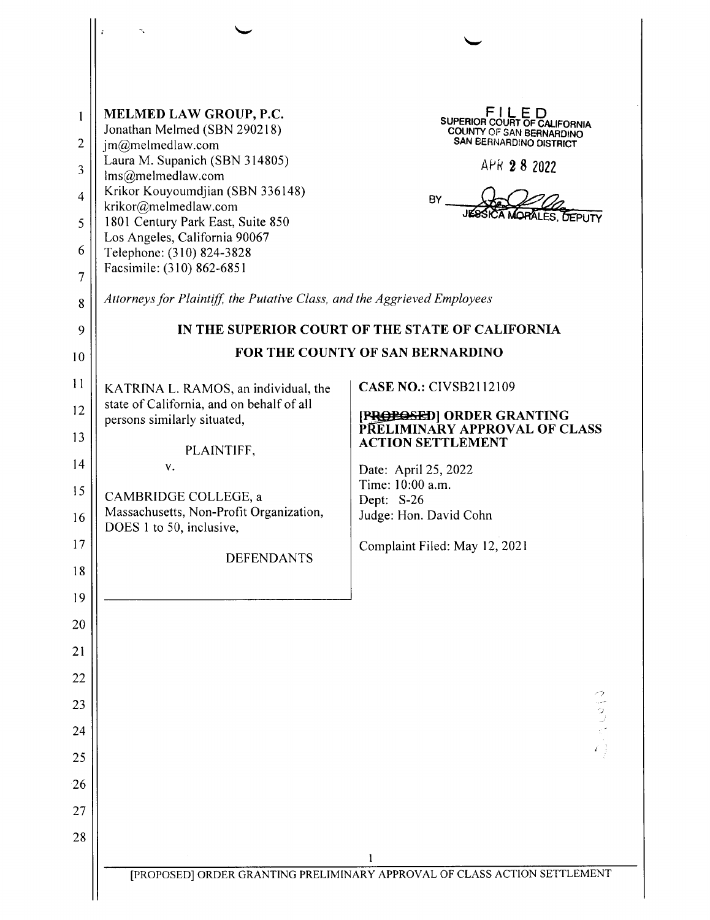MELMED LAW GROUP, P.C.
Jonathan Melmed (SBN 290218)
jm@melmedlaw.com
Laura M. Supanich (SBN 314805)
lms@melmedlaw.com
Krikor Kouyoumdjian (SBN 336148)
krikor@melmedlaw.com
1801 Century Park East, Suite 850
Los Angeles, California 90067
Telephone: (310) 824-3828
Facsimile: (310) 862-6851

FILED
SUPERIOR COURT OF CALIFORNIA
COUNTY OF SAN BERNARDINO
SAN BERNARDINO DISTRICT

APR 28 2022

BY JESSICA MORALES, DEPUTY

*Attorneys for Plaintiff, the Putative Class, and the Aggrieved Employees*

**IN THE SUPERIOR COURT OF THE STATE OF CALIFORNIA**

**FOR THE COUNTY OF SAN BERNARDINO**

KATRINA L. RAMOS, an individual, the state of California, and on behalf of all persons similarly situated,

PLAINTIFF,

v.

CAMBRIDGE COLLEGE, a Massachusetts, Non-Profit Organization, DOES 1 to 50, inclusive,

DEFENDANTS

**CASE NO.:** CIVSB2112109

**~~[PROPOSED]~~ ORDER GRANTING PRELIMINARY APPROVAL OF CLASS ACTION SETTLEMENT**

Date: April 25, 2022
Time: 10:00 a.m.
Dept: S-26
Judge: Hon. David Cohn

Complaint Filed: May 12, 2021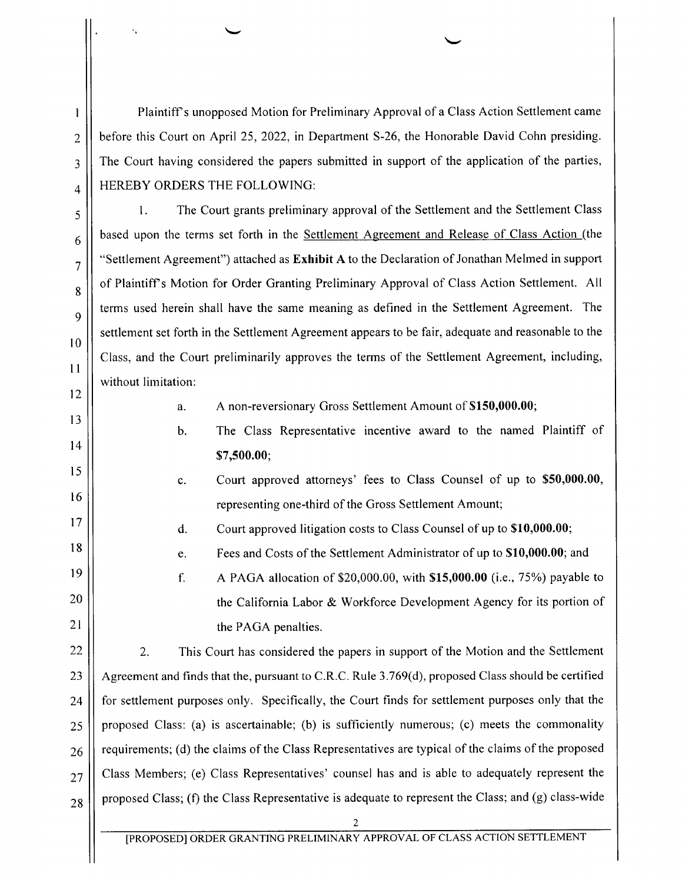Plaintiff's unopposed Motion for Preliminary Approval of a Class Action Settlement came before this Court on April 25, 2022, in Department S-26, the Honorable David Cohn presiding. The Court having considered the papers submitted in support of the application of the parties, HEREBY ORDERS THE FOLLOWING:

1. The Court grants preliminary approval of the Settlement and the Settlement Class based upon the terms set forth in the Settlement Agreement and Release of Class Action (the "Settlement Agreement") attached as **Exhibit A** to the Declaration of Jonathan Melmed in support of Plaintiff's Motion for Order Granting Preliminary Approval of Class Action Settlement. All terms used herein shall have the same meaning as defined in the Settlement Agreement. The settlement set forth in the Settlement Agreement appears to be fair, adequate and reasonable to the Class, and the Court preliminarily approves the terms of the Settlement Agreement, including, without limitation:

   a. A non-reversionary Gross Settlement Amount of **$150,000.00**;

   b. The Class Representative incentive award to the named Plaintiff of **$7,500.00**;

   c. Court approved attorneys' fees to Class Counsel of up to **$50,000.00**, representing one-third of the Gross Settlement Amount;

   d. Court approved litigation costs to Class Counsel of up to **$10,000.00**;

   e. Fees and Costs of the Settlement Administrator of up to **$10,000.00**; and

   f. A PAGA allocation of $20,000.00, with **$15,000.00** (i.e., 75%) payable to the California Labor & Workforce Development Agency for its portion of the PAGA penalties.

2. This Court has considered the papers in support of the Motion and the Settlement Agreement and finds that the, pursuant to C.R.C. Rule 3.769(d), proposed Class should be certified for settlement purposes only. Specifically, the Court finds for settlement purposes only that the proposed Class: (a) is ascertainable; (b) is sufficiently numerous; (c) meets the commonality requirements; (d) the claims of the Class Representatives are typical of the claims of the proposed Class Members; (e) Class Representatives' counsel has and is able to adequately represent the proposed Class; (f) the Class Representative is adequate to represent the Class; and (g) class-wide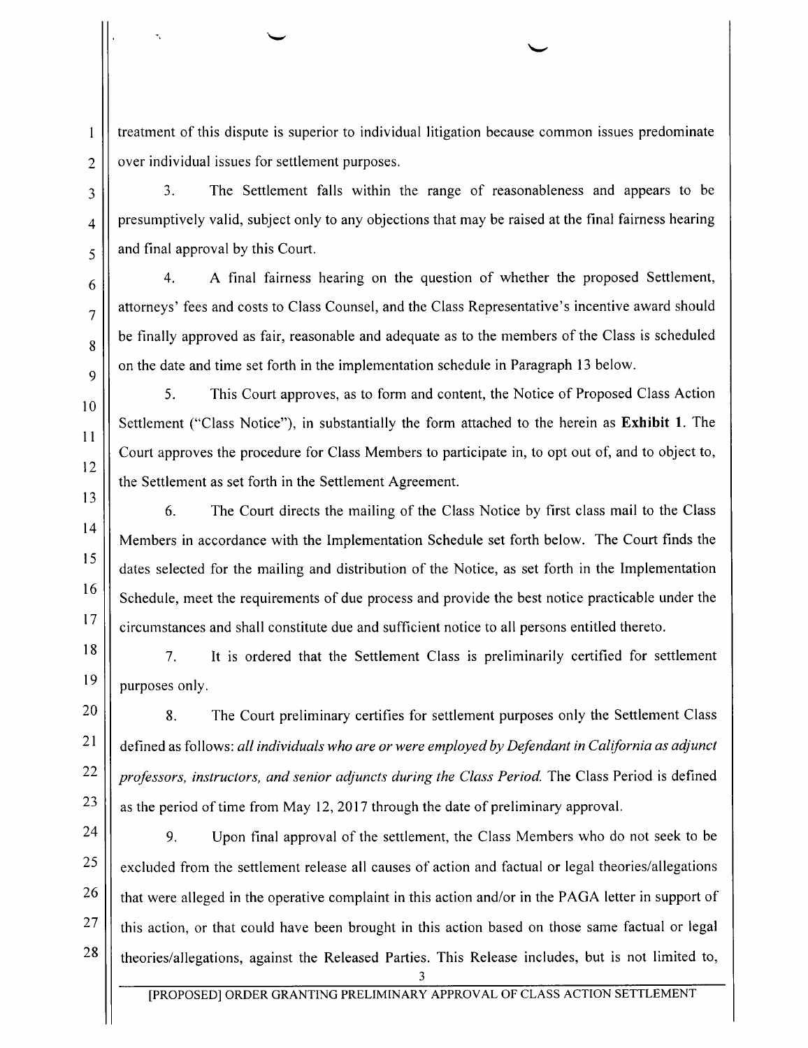treatment of this dispute is superior to individual litigation because common issues predominate over individual issues for settlement purposes.

3. The Settlement falls within the range of reasonableness and appears to be presumptively valid, subject only to any objections that may be raised at the final fairness hearing and final approval by this Court.

4. A final fairness hearing on the question of whether the proposed Settlement, attorneys' fees and costs to Class Counsel, and the Class Representative's incentive award should be finally approved as fair, reasonable and adequate as to the members of the Class is scheduled on the date and time set forth in the implementation schedule in Paragraph 13 below.

5. This Court approves, as to form and content, the Notice of Proposed Class Action Settlement ("Class Notice"), in substantially the form attached to the herein as **Exhibit 1**. The Court approves the procedure for Class Members to participate in, to opt out of, and to object to, the Settlement as set forth in the Settlement Agreement.

6. The Court directs the mailing of the Class Notice by first class mail to the Class Members in accordance with the Implementation Schedule set forth below. The Court finds the dates selected for the mailing and distribution of the Notice, as set forth in the Implementation Schedule, meet the requirements of due process and provide the best notice practicable under the circumstances and shall constitute due and sufficient notice to all persons entitled thereto.

7. It is ordered that the Settlement Class is preliminarily certified for settlement purposes only.

8. The Court preliminary certifies for settlement purposes only the Settlement Class defined as follows: *all individuals who are or were employed by Defendant in California as adjunct professors, instructors, and senior adjuncts during the Class Period.* The Class Period is defined as the period of time from May 12, 2017 through the date of preliminary approval.

9. Upon final approval of the settlement, the Class Members who do not seek to be excluded from the settlement release all causes of action and factual or legal theories/allegations that were alleged in the operative complaint in this action and/or in the PAGA letter in support of this action, or that could have been brought in this action based on those same factual or legal theories/allegations, against the Released Parties. This Release includes, but is not limited to,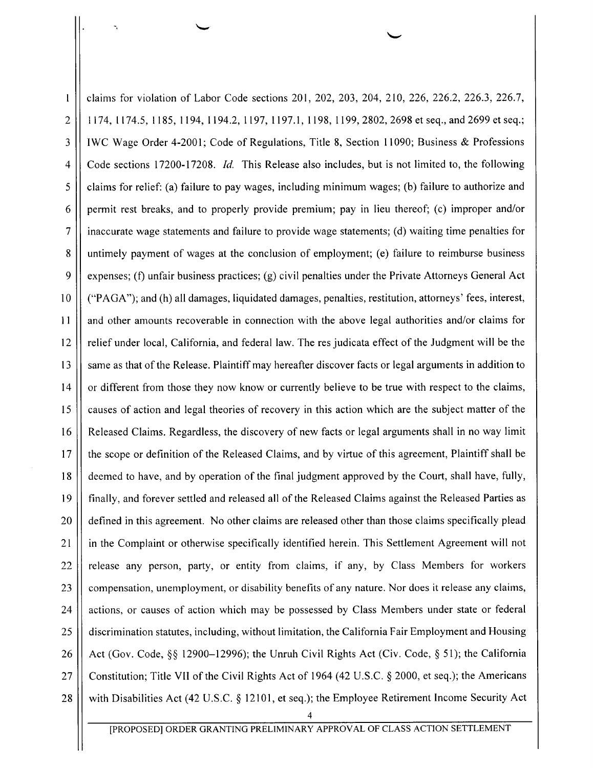claims for violation of Labor Code sections 201, 202, 203, 204, 210, 226, 226.2, 226.3, 226.7, 1174, 1174.5, 1185, 1194, 1194.2, 1197, 1197.1, 1198, 1199, 2802, 2698 et seq., and 2699 et seq.; IWC Wage Order 4-2001; Code of Regulations, Title 8, Section 11090; Business & Professions Code sections 17200-17208. *Id.* This Release also includes, but is not limited to, the following claims for relief: (a) failure to pay wages, including minimum wages; (b) failure to authorize and permit rest breaks, and to properly provide premium; pay in lieu thereof; (c) improper and/or inaccurate wage statements and failure to provide wage statements; (d) waiting time penalties for untimely payment of wages at the conclusion of employment; (e) failure to reimburse business expenses; (f) unfair business practices; (g) civil penalties under the Private Attorneys General Act ("PAGA"); and (h) all damages, liquidated damages, penalties, restitution, attorneys' fees, interest, and other amounts recoverable in connection with the above legal authorities and/or claims for relief under local, California, and federal law. The res judicata effect of the Judgment will be the same as that of the Release. Plaintiff may hereafter discover facts or legal arguments in addition to or different from those they now know or currently believe to be true with respect to the claims, causes of action and legal theories of recovery in this action which are the subject matter of the Released Claims. Regardless, the discovery of new facts or legal arguments shall in no way limit the scope or definition of the Released Claims, and by virtue of this agreement, Plaintiff shall be deemed to have, and by operation of the final judgment approved by the Court, shall have, fully, finally, and forever settled and released all of the Released Claims against the Released Parties as defined in this agreement. No other claims are released other than those claims specifically plead in the Complaint or otherwise specifically identified herein. This Settlement Agreement will not release any person, party, or entity from claims, if any, by Class Members for workers compensation, unemployment, or disability benefits of any nature. Nor does it release any claims, actions, or causes of action which may be possessed by Class Members under state or federal discrimination statutes, including, without limitation, the California Fair Employment and Housing Act (Gov. Code, §§ 12900–12996); the Unruh Civil Rights Act (Civ. Code, § 51); the California Constitution; Title VII of the Civil Rights Act of 1964 (42 U.S.C. § 2000, et seq.); the Americans with Disabilities Act (42 U.S.C. § 12101, et seq.); the Employee Retirement Income Security Act

[PROPOSED] ORDER GRANTING PRELIMINARY APPROVAL OF CLASS ACTION SETTLEMENT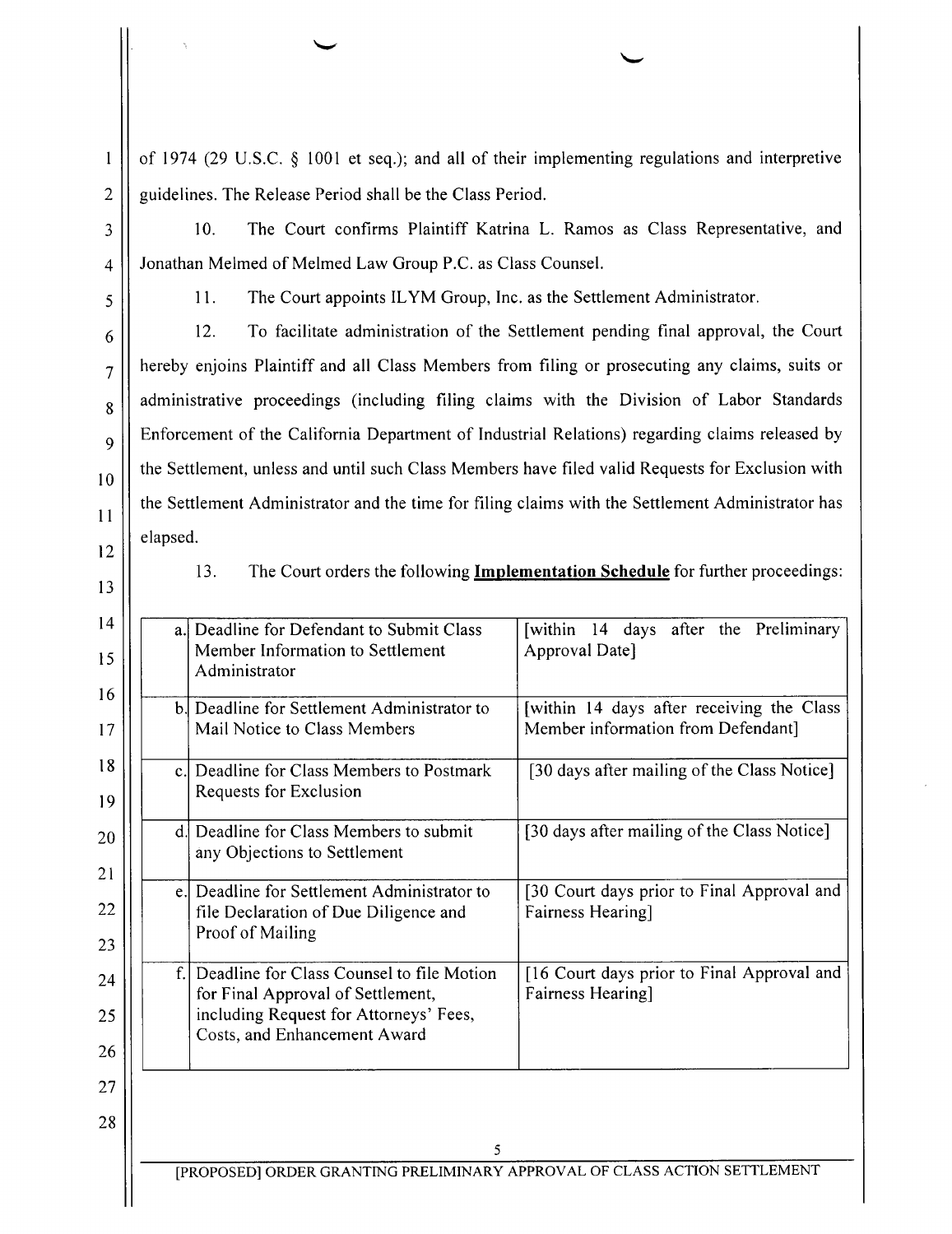of 1974 (29 U.S.C. § 1001 et seq.); and all of their implementing regulations and interpretive guidelines. The Release Period shall be the Class Period.

10. The Court confirms Plaintiff Katrina L. Ramos as Class Representative, and Jonathan Melmed of Melmed Law Group P.C. as Class Counsel.

11. The Court appoints ILYM Group, Inc. as the Settlement Administrator.

12. To facilitate administration of the Settlement pending final approval, the Court hereby enjoins Plaintiff and all Class Members from filing or prosecuting any claims, suits or administrative proceedings (including filing claims with the Division of Labor Standards Enforcement of the California Department of Industrial Relations) regarding claims released by the Settlement, unless and until such Class Members have filed valid Requests for Exclusion with the Settlement Administrator and the time for filing claims with the Settlement Administrator has elapsed.

13. The Court orders the following **Implementation Schedule** for further proceedings:

| | | |
|---|---|---|
| a. | Deadline for Defendant to Submit Class Member Information to Settlement Administrator | [within 14 days after the Preliminary Approval Date] |
| b. | Deadline for Settlement Administrator to Mail Notice to Class Members | [within 14 days after receiving the Class Member information from Defendant] |
| c. | Deadline for Class Members to Postmark Requests for Exclusion | [30 days after mailing of the Class Notice] |
| d. | Deadline for Class Members to submit any Objections to Settlement | [30 days after mailing of the Class Notice] |
| e. | Deadline for Settlement Administrator to file Declaration of Due Diligence and Proof of Mailing | [30 Court days prior to Final Approval and Fairness Hearing] |
| f. | Deadline for Class Counsel to file Motion for Final Approval of Settlement, including Request for Attorneys' Fees, Costs, and Enhancement Award | [16 Court days prior to Final Approval and Fairness Hearing] |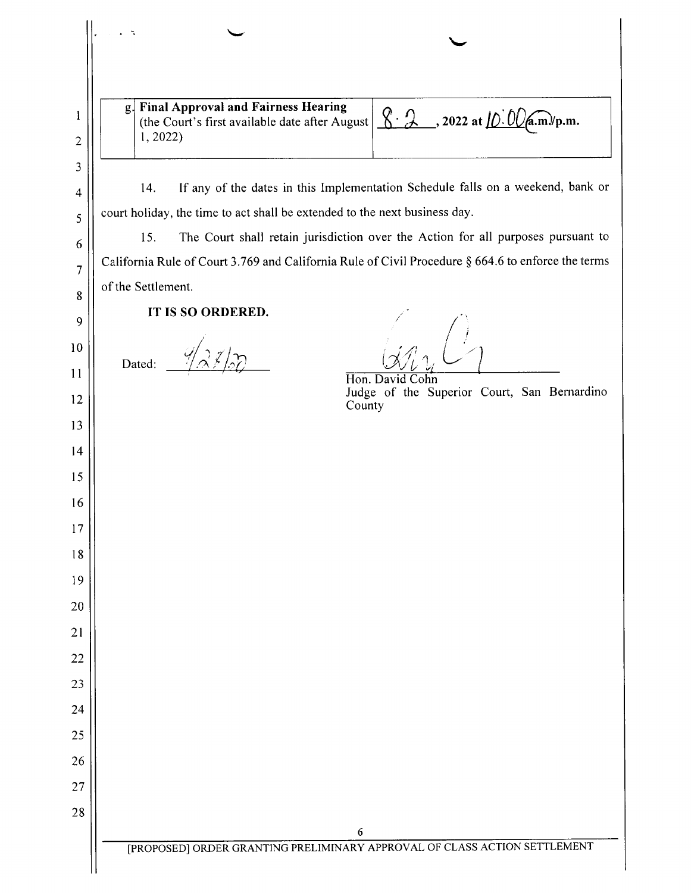| g. | **Final Approval and Fairness Hearing** (the Court's first available date after August 1, 2022) | 8 · 2, **2022 at** 10:00 **a.m./p.m.** |
|---|---|---|

14. If any of the dates in this Implementation Schedule falls on a weekend, bank or court holiday, the time to act shall be extended to the next business day.

15. The Court shall retain jurisdiction over the Action for all purposes pursuant to California Rule of Court 3.769 and California Rule of Civil Procedure § 664.6 to enforce the terms of the Settlement.

**IT IS SO ORDERED.**

Dated: 4/27/22

Hon. David Cohn
Judge of the Superior Court, San Bernardino County

[PROPOSED] ORDER GRANTING PRELIMINARY APPROVAL OF CLASS ACTION SETTLEMENT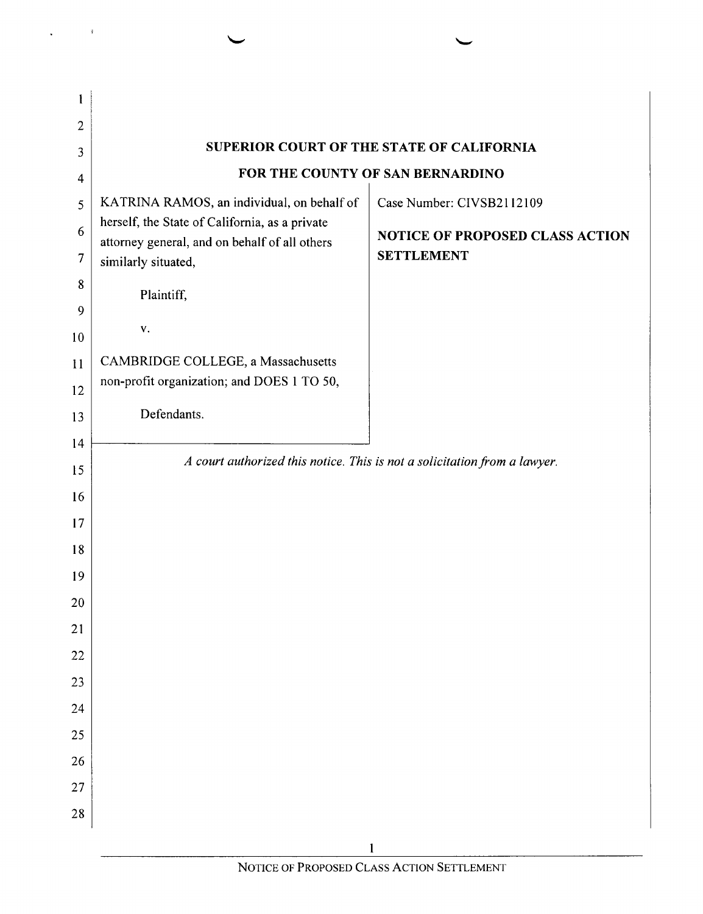**SUPERIOR COURT OF THE STATE OF CALIFORNIA**

**FOR THE COUNTY OF SAN BERNARDINO**

| | |
|---|---|
| KATRINA RAMOS, an individual, on behalf of herself, the State of California, as a private attorney general, and on behalf of all others similarly situated,<br><br>Plaintiff,<br><br>v.<br><br>CAMBRIDGE COLLEGE, a Massachusetts non-profit organization; and DOES 1 TO 50,<br><br>Defendants. | Case Number: CIVSB2112109<br><br>**NOTICE OF PROPOSED CLASS ACTION SETTLEMENT** |

*A court authorized this notice. This is not a solicitation from a lawyer.*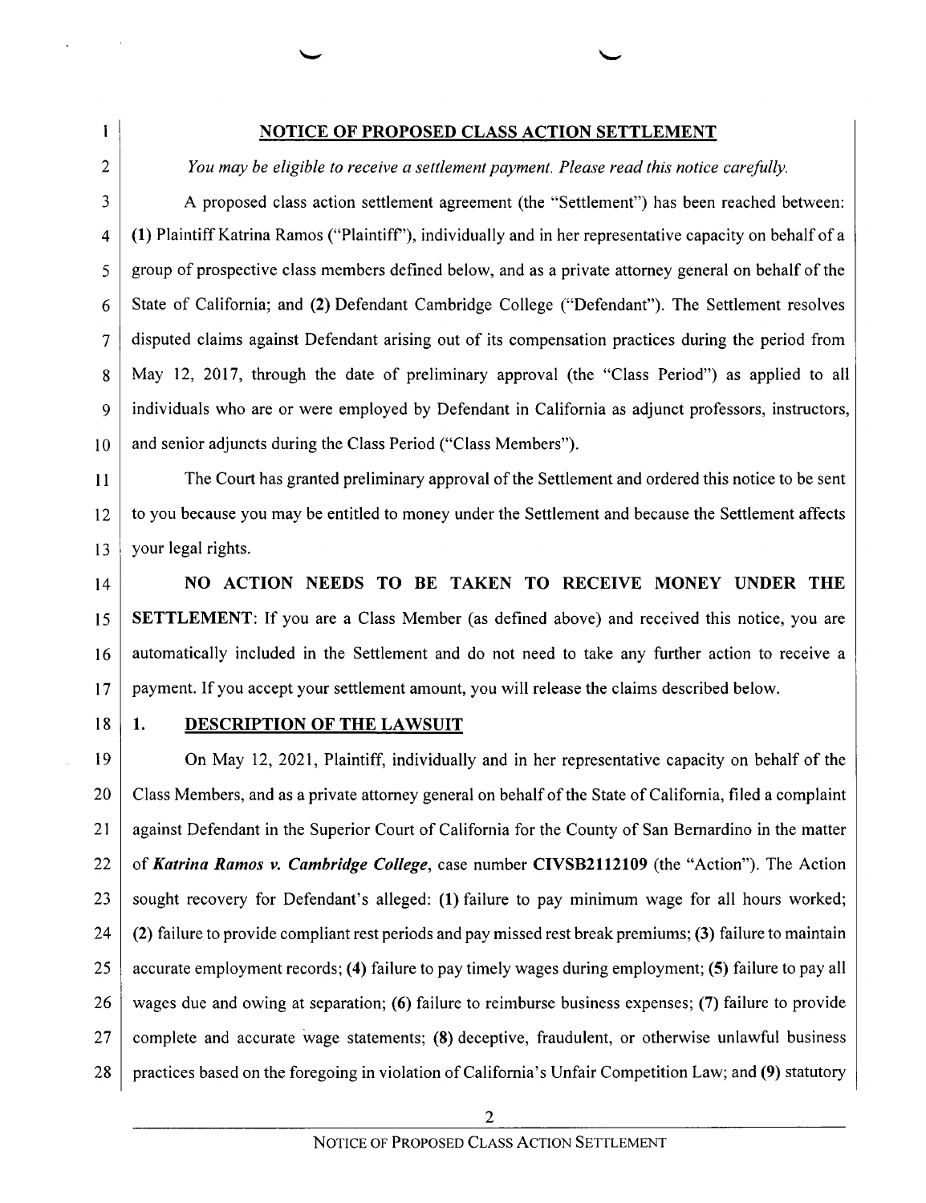## NOTICE OF PROPOSED CLASS ACTION SETTLEMENT

*You may be eligible to receive a settlement payment. Please read this notice carefully.*

A proposed class action settlement agreement (the "Settlement") has been reached between: **(1)** Plaintiff Katrina Ramos ("Plaintiff"), individually and in her representative capacity on behalf of a group of prospective class members defined below, and as a private attorney general on behalf of the State of California; and **(2)** Defendant Cambridge College ("Defendant"). The Settlement resolves disputed claims against Defendant arising out of its compensation practices during the period from May 12, 2017, through the date of preliminary approval (the "Class Period") as applied to all individuals who are or were employed by Defendant in California as adjunct professors, instructors, and senior adjuncts during the Class Period ("Class Members").

The Court has granted preliminary approval of the Settlement and ordered this notice to be sent to you because you may be entitled to money under the Settlement and because the Settlement affects your legal rights.

**NO ACTION NEEDS TO BE TAKEN TO RECEIVE MONEY UNDER THE SETTLEMENT**: If you are a Class Member (as defined above) and received this notice, you are automatically included in the Settlement and do not need to take any further action to receive a payment. If you accept your settlement amount, you will release the claims described below.

### 1. DESCRIPTION OF THE LAWSUIT

On May 12, 2021, Plaintiff, individually and in her representative capacity on behalf of the Class Members, and as a private attorney general on behalf of the State of California, filed a complaint against Defendant in the Superior Court of California for the County of San Bernardino in the matter of ***Katrina Ramos v. Cambridge College***, case number **CIVSB2112109** (the "Action"). The Action sought recovery for Defendant's alleged: **(1)** failure to pay minimum wage for all hours worked; **(2)** failure to provide compliant rest periods and pay missed rest break premiums; **(3)** failure to maintain accurate employment records; **(4)** failure to pay timely wages during employment; **(5)** failure to pay all wages due and owing at separation; **(6)** failure to reimburse business expenses; **(7)** failure to provide complete and accurate wage statements; **(8)** deceptive, fraudulent, or otherwise unlawful business practices based on the foregoing in violation of California's Unfair Competition Law; and **(9)** statutory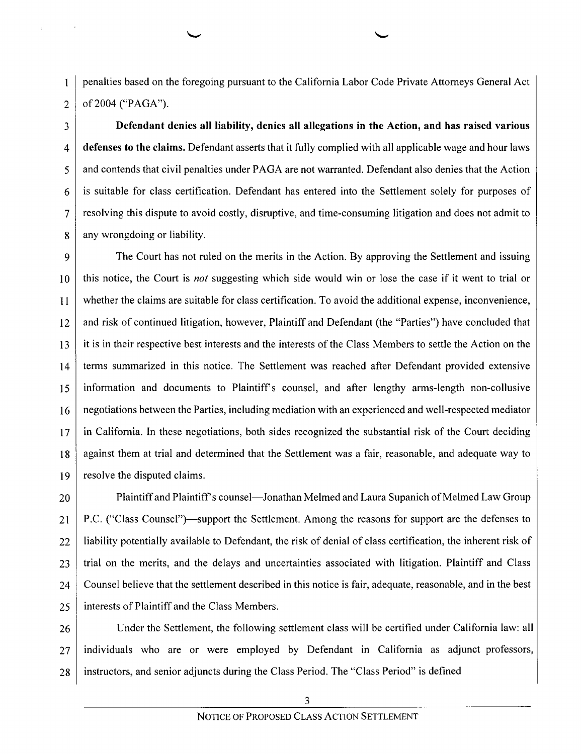penalties based on the foregoing pursuant to the California Labor Code Private Attorneys General Act of 2004 ("PAGA").

**Defendant denies all liability, denies all allegations in the Action, and has raised various defenses to the claims.** Defendant asserts that it fully complied with all applicable wage and hour laws and contends that civil penalties under PAGA are not warranted. Defendant also denies that the Action is suitable for class certification. Defendant has entered into the Settlement solely for purposes of resolving this dispute to avoid costly, disruptive, and time-consuming litigation and does not admit to any wrongdoing or liability.

The Court has not ruled on the merits in the Action. By approving the Settlement and issuing this notice, the Court is *not* suggesting which side would win or lose the case if it went to trial or whether the claims are suitable for class certification. To avoid the additional expense, inconvenience, and risk of continued litigation, however, Plaintiff and Defendant (the "Parties") have concluded that it is in their respective best interests and the interests of the Class Members to settle the Action on the terms summarized in this notice. The Settlement was reached after Defendant provided extensive information and documents to Plaintiff's counsel, and after lengthy arms-length non-collusive negotiations between the Parties, including mediation with an experienced and well-respected mediator in California. In these negotiations, both sides recognized the substantial risk of the Court deciding against them at trial and determined that the Settlement was a fair, reasonable, and adequate way to resolve the disputed claims.

Plaintiff and Plaintiff's counsel—Jonathan Melmed and Laura Supanich of Melmed Law Group P.C. ("Class Counsel")—support the Settlement. Among the reasons for support are the defenses to liability potentially available to Defendant, the risk of denial of class certification, the inherent risk of trial on the merits, and the delays and uncertainties associated with litigation. Plaintiff and Class Counsel believe that the settlement described in this notice is fair, adequate, reasonable, and in the best interests of Plaintiff and the Class Members.

Under the Settlement, the following settlement class will be certified under California law: all individuals who are or were employed by Defendant in California as adjunct professors, instructors, and senior adjuncts during the Class Period. The "Class Period" is defined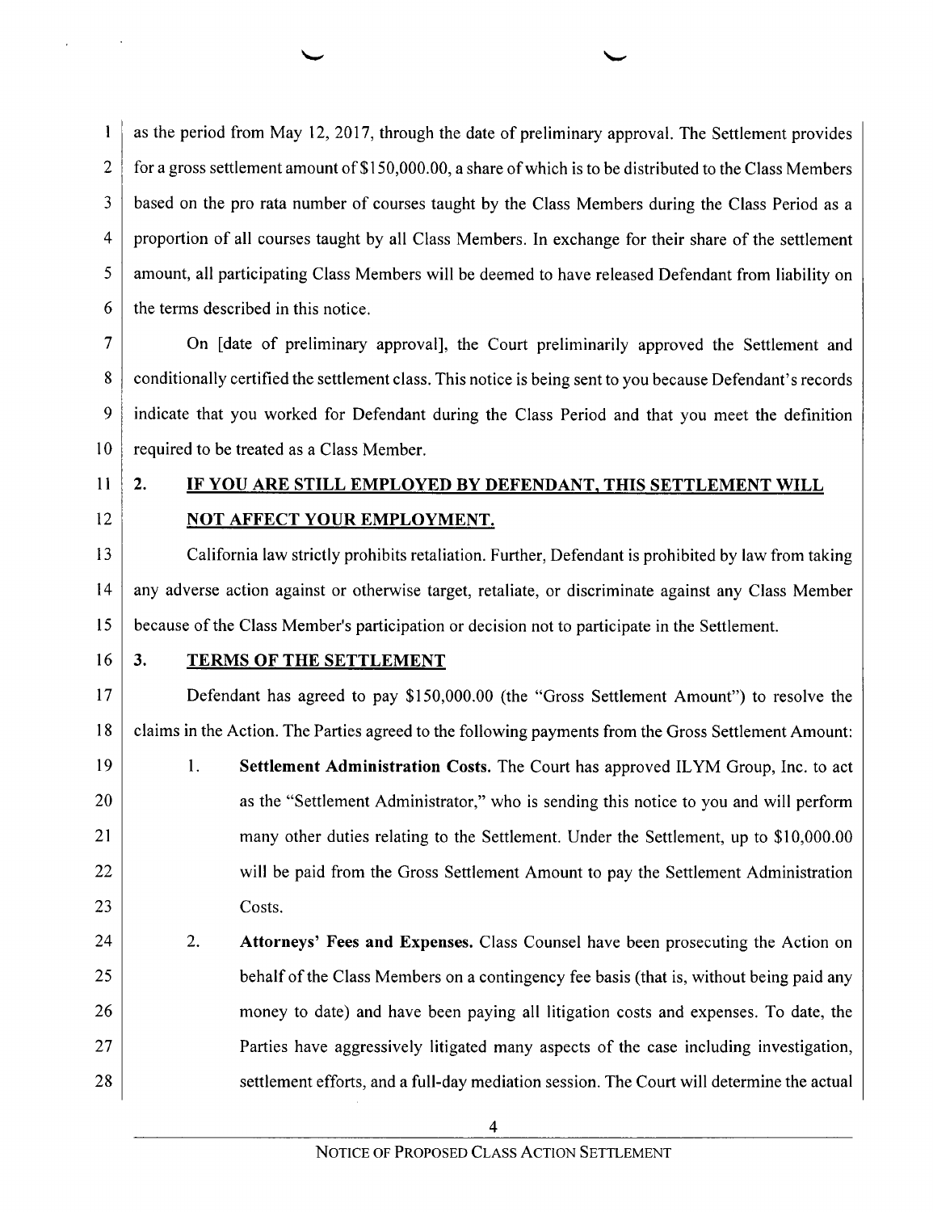as the period from May 12, 2017, through the date of preliminary approval. The Settlement provides for a gross settlement amount of $150,000.00, a share of which is to be distributed to the Class Members based on the pro rata number of courses taught by the Class Members during the Class Period as a proportion of all courses taught by all Class Members. In exchange for their share of the settlement amount, all participating Class Members will be deemed to have released Defendant from liability on the terms described in this notice.

On [date of preliminary approval], the Court preliminarily approved the Settlement and conditionally certified the settlement class. This notice is being sent to you because Defendant's records indicate that you worked for Defendant during the Class Period and that you meet the definition required to be treated as a Class Member.

## 2. IF YOU ARE STILL EMPLOYED BY DEFENDANT, THIS SETTLEMENT WILL NOT AFFECT YOUR EMPLOYMENT.

California law strictly prohibits retaliation. Further, Defendant is prohibited by law from taking any adverse action against or otherwise target, retaliate, or discriminate against any Class Member because of the Class Member's participation or decision not to participate in the Settlement.

## 3. TERMS OF THE SETTLEMENT

Defendant has agreed to pay $150,000.00 (the "Gross Settlement Amount") to resolve the claims in the Action. The Parties agreed to the following payments from the Gross Settlement Amount:

1. **Settlement Administration Costs.** The Court has approved ILYM Group, Inc. to act as the "Settlement Administrator," who is sending this notice to you and will perform many other duties relating to the Settlement. Under the Settlement, up to $10,000.00 will be paid from the Gross Settlement Amount to pay the Settlement Administration Costs.

2. **Attorneys' Fees and Expenses.** Class Counsel have been prosecuting the Action on behalf of the Class Members on a contingency fee basis (that is, without being paid any money to date) and have been paying all litigation costs and expenses. To date, the Parties have aggressively litigated many aspects of the case including investigation, settlement efforts, and a full-day mediation session. The Court will determine the actual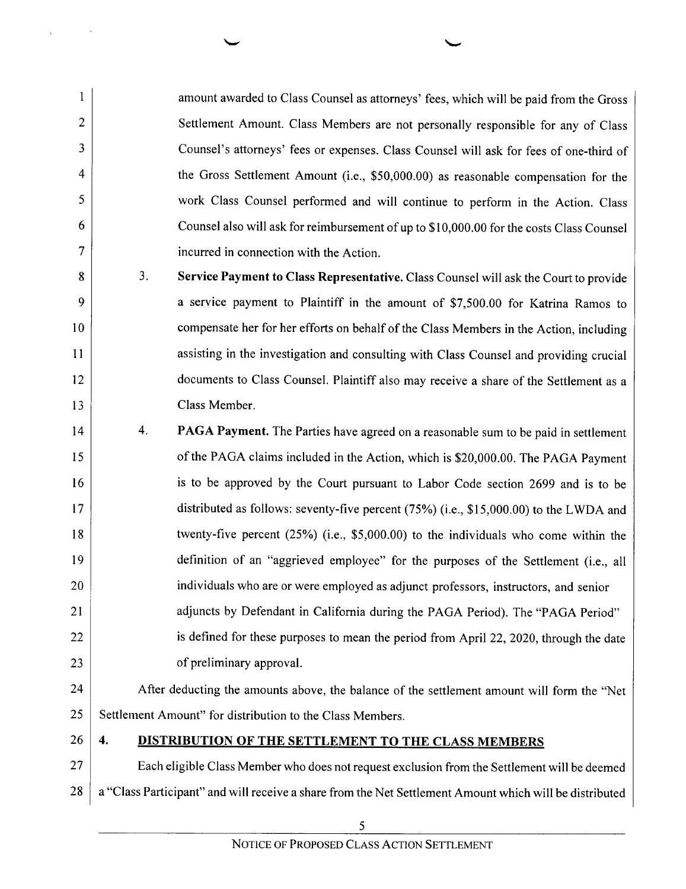amount awarded to Class Counsel as attorneys' fees, which will be paid from the Gross Settlement Amount. Class Members are not personally responsible for any of Class Counsel's attorneys' fees or expenses. Class Counsel will ask for fees of one-third of the Gross Settlement Amount (i.e., $50,000.00) as reasonable compensation for the work Class Counsel performed and will continue to perform in the Action. Class Counsel also will ask for reimbursement of up to $10,000.00 for the costs Class Counsel incurred in connection with the Action.

3. **Service Payment to Class Representative.** Class Counsel will ask the Court to provide a service payment to Plaintiff in the amount of $7,500.00 for Katrina Ramos to compensate her for her efforts on behalf of the Class Members in the Action, including assisting in the investigation and consulting with Class Counsel and providing crucial documents to Class Counsel. Plaintiff also may receive a share of the Settlement as a Class Member.

4. **PAGA Payment.** The Parties have agreed on a reasonable sum to be paid in settlement of the PAGA claims included in the Action, which is $20,000.00. The PAGA Payment is to be approved by the Court pursuant to Labor Code section 2699 and is to be distributed as follows: seventy-five percent (75%) (i.e., $15,000.00) to the LWDA and twenty-five percent (25%) (i.e., $5,000.00) to the individuals who come within the definition of an "aggrieved employee" for the purposes of the Settlement (i.e., all individuals who are or were employed as adjunct professors, instructors, and senior adjuncts by Defendant in California during the PAGA Period). The "PAGA Period" is defined for these purposes to mean the period from April 22, 2020, through the date of preliminary approval.

After deducting the amounts above, the balance of the settlement amount will form the "Net Settlement Amount" for distribution to the Class Members.

## 4. DISTRIBUTION OF THE SETTLEMENT TO THE CLASS MEMBERS

Each eligible Class Member who does not request exclusion from the Settlement will be deemed a "Class Participant" and will receive a share from the Net Settlement Amount which will be distributed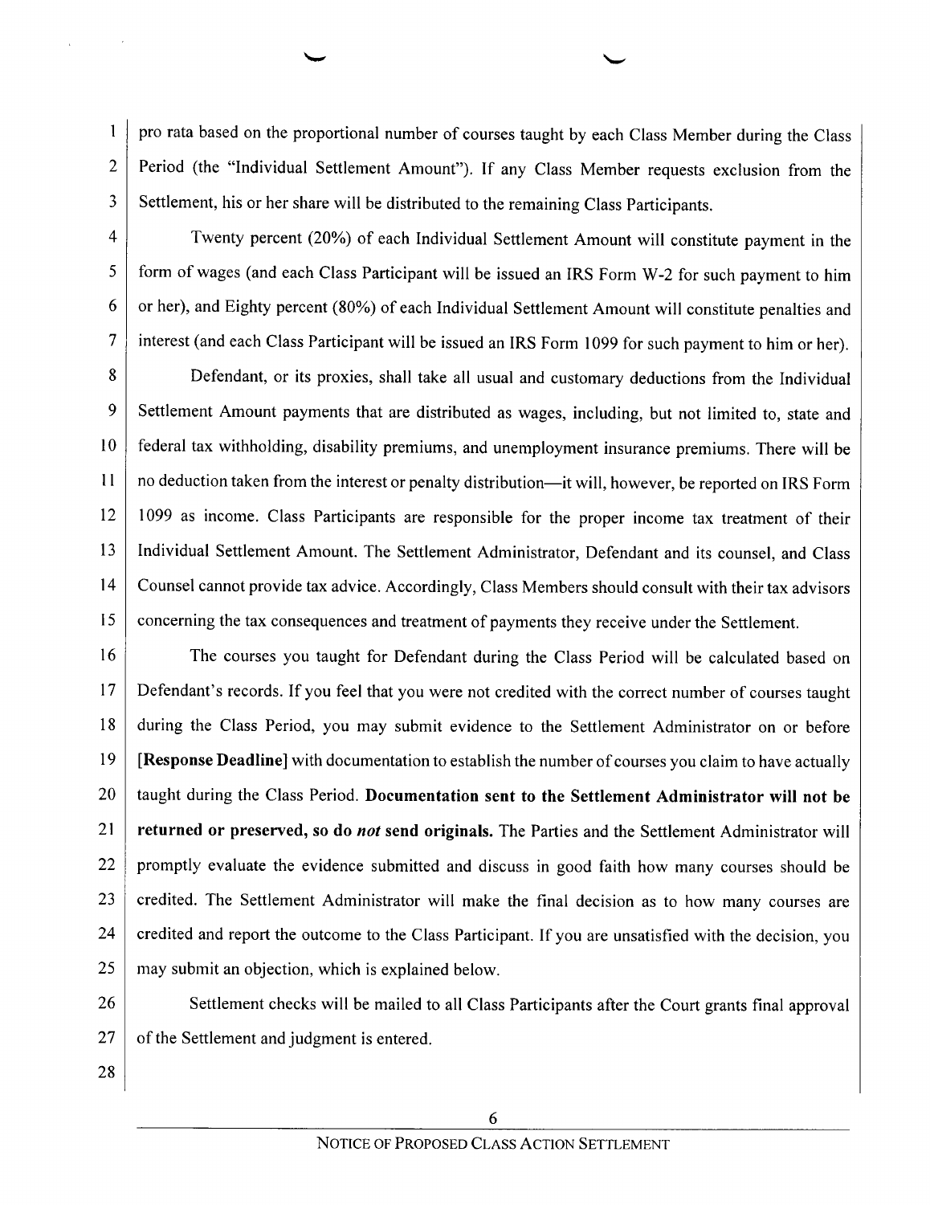pro rata based on the proportional number of courses taught by each Class Member during the Class Period (the "Individual Settlement Amount"). If any Class Member requests exclusion from the Settlement, his or her share will be distributed to the remaining Class Participants.

Twenty percent (20%) of each Individual Settlement Amount will constitute payment in the form of wages (and each Class Participant will be issued an IRS Form W-2 for such payment to him or her), and Eighty percent (80%) of each Individual Settlement Amount will constitute penalties and interest (and each Class Participant will be issued an IRS Form 1099 for such payment to him or her).

Defendant, or its proxies, shall take all usual and customary deductions from the Individual Settlement Amount payments that are distributed as wages, including, but not limited to, state and federal tax withholding, disability premiums, and unemployment insurance premiums. There will be no deduction taken from the interest or penalty distribution—it will, however, be reported on IRS Form 1099 as income. Class Participants are responsible for the proper income tax treatment of their Individual Settlement Amount. The Settlement Administrator, Defendant and its counsel, and Class Counsel cannot provide tax advice. Accordingly, Class Members should consult with their tax advisors concerning the tax consequences and treatment of payments they receive under the Settlement.

The courses you taught for Defendant during the Class Period will be calculated based on Defendant's records. If you feel that you were not credited with the correct number of courses taught during the Class Period, you may submit evidence to the Settlement Administrator on or before **[Response Deadline]** with documentation to establish the number of courses you claim to have actually taught during the Class Period. **Documentation sent to the Settlement Administrator will not be returned or preserved, so do *not* send originals.** The Parties and the Settlement Administrator will promptly evaluate the evidence submitted and discuss in good faith how many courses should be credited. The Settlement Administrator will make the final decision as to how many courses are credited and report the outcome to the Class Participant. If you are unsatisfied with the decision, you may submit an objection, which is explained below.

Settlement checks will be mailed to all Class Participants after the Court grants final approval of the Settlement and judgment is entered.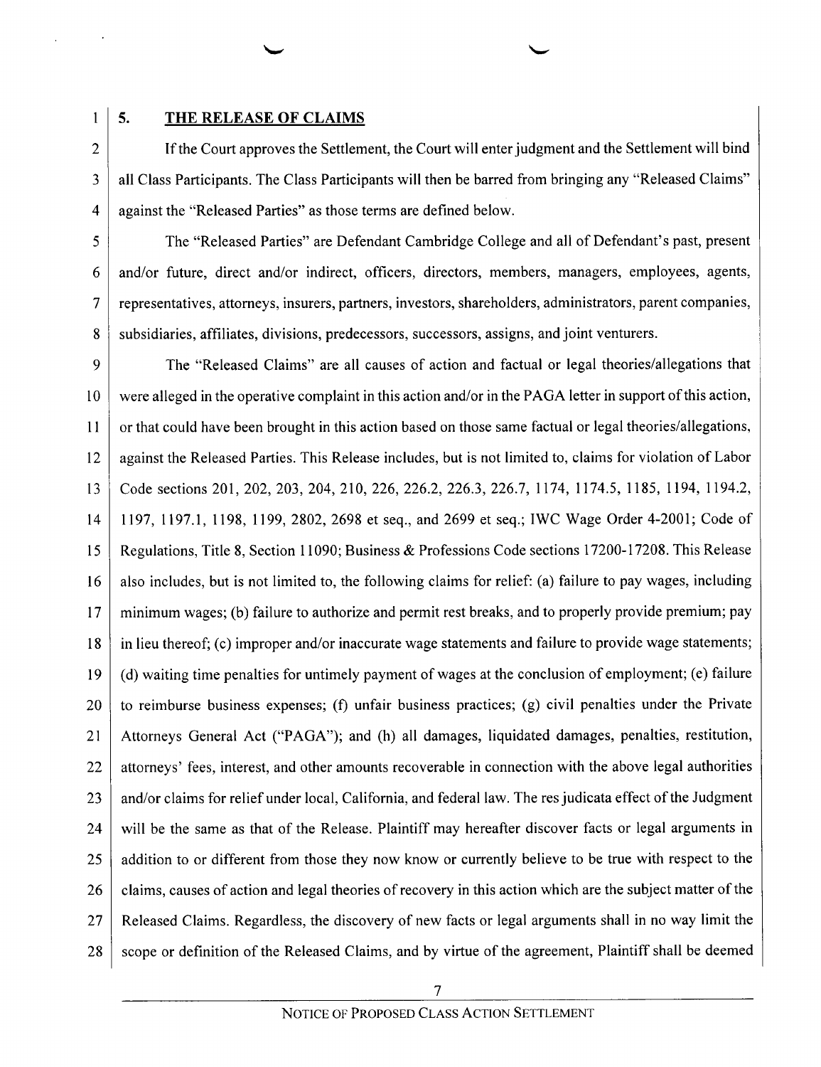## 5. THE RELEASE OF CLAIMS

If the Court approves the Settlement, the Court will enter judgment and the Settlement will bind all Class Participants. The Class Participants will then be barred from bringing any "Released Claims" against the "Released Parties" as those terms are defined below.

The "Released Parties" are Defendant Cambridge College and all of Defendant's past, present and/or future, direct and/or indirect, officers, directors, members, managers, employees, agents, representatives, attorneys, insurers, partners, investors, shareholders, administrators, parent companies, subsidiaries, affiliates, divisions, predecessors, successors, assigns, and joint venturers.

The "Released Claims" are all causes of action and factual or legal theories/allegations that were alleged in the operative complaint in this action and/or in the PAGA letter in support of this action, or that could have been brought in this action based on those same factual or legal theories/allegations, against the Released Parties. This Release includes, but is not limited to, claims for violation of Labor Code sections 201, 202, 203, 204, 210, 226, 226.2, 226.3, 226.7, 1174, 1174.5, 1185, 1194, 1194.2, 1197, 1197.1, 1198, 1199, 2802, 2698 et seq., and 2699 et seq.; IWC Wage Order 4-2001; Code of Regulations, Title 8, Section 11090; Business & Professions Code sections 17200-17208. This Release also includes, but is not limited to, the following claims for relief: (a) failure to pay wages, including minimum wages; (b) failure to authorize and permit rest breaks, and to properly provide premium; pay in lieu thereof; (c) improper and/or inaccurate wage statements and failure to provide wage statements; (d) waiting time penalties for untimely payment of wages at the conclusion of employment; (e) failure to reimburse business expenses; (f) unfair business practices; (g) civil penalties under the Private Attorneys General Act ("PAGA"); and (h) all damages, liquidated damages, penalties, restitution, attorneys' fees, interest, and other amounts recoverable in connection with the above legal authorities and/or claims for relief under local, California, and federal law. The res judicata effect of the Judgment will be the same as that of the Release. Plaintiff may hereafter discover facts or legal arguments in addition to or different from those they now know or currently believe to be true with respect to the claims, causes of action and legal theories of recovery in this action which are the subject matter of the Released Claims. Regardless, the discovery of new facts or legal arguments shall in no way limit the scope or definition of the Released Claims, and by virtue of the agreement, Plaintiff shall be deemed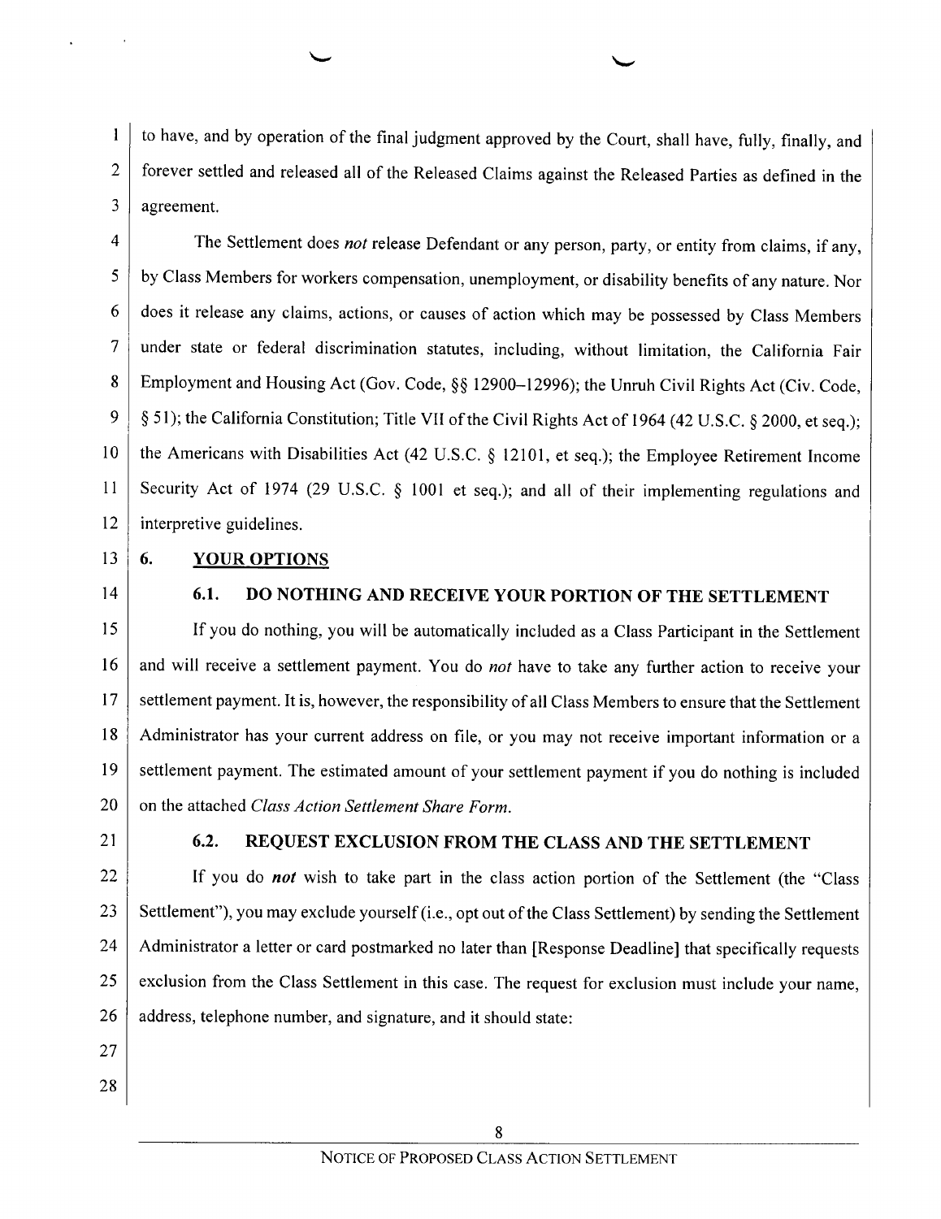to have, and by operation of the final judgment approved by the Court, shall have, fully, finally, and forever settled and released all of the Released Claims against the Released Parties as defined in the agreement.

The Settlement does *not* release Defendant or any person, party, or entity from claims, if any, by Class Members for workers compensation, unemployment, or disability benefits of any nature. Nor does it release any claims, actions, or causes of action which may be possessed by Class Members under state or federal discrimination statutes, including, without limitation, the California Fair Employment and Housing Act (Gov. Code, §§ 12900–12996); the Unruh Civil Rights Act (Civ. Code, § 51); the California Constitution; Title VII of the Civil Rights Act of 1964 (42 U.S.C. § 2000, et seq.); the Americans with Disabilities Act (42 U.S.C. § 12101, et seq.); the Employee Retirement Income Security Act of 1974 (29 U.S.C. § 1001 et seq.); and all of their implementing regulations and interpretive guidelines.

## 6. YOUR OPTIONS

### 6.1. DO NOTHING AND RECEIVE YOUR PORTION OF THE SETTLEMENT

If you do nothing, you will be automatically included as a Class Participant in the Settlement and will receive a settlement payment. You do *not* have to take any further action to receive your settlement payment. It is, however, the responsibility of all Class Members to ensure that the Settlement Administrator has your current address on file, or you may not receive important information or a settlement payment. The estimated amount of your settlement payment if you do nothing is included on the attached *Class Action Settlement Share Form*.

### 6.2. REQUEST EXCLUSION FROM THE CLASS AND THE SETTLEMENT

If you do ***not*** wish to take part in the class action portion of the Settlement (the "Class Settlement"), you may exclude yourself (i.e., opt out of the Class Settlement) by sending the Settlement Administrator a letter or card postmarked no later than [Response Deadline] that specifically requests exclusion from the Class Settlement in this case. The request for exclusion must include your name, address, telephone number, and signature, and it should state: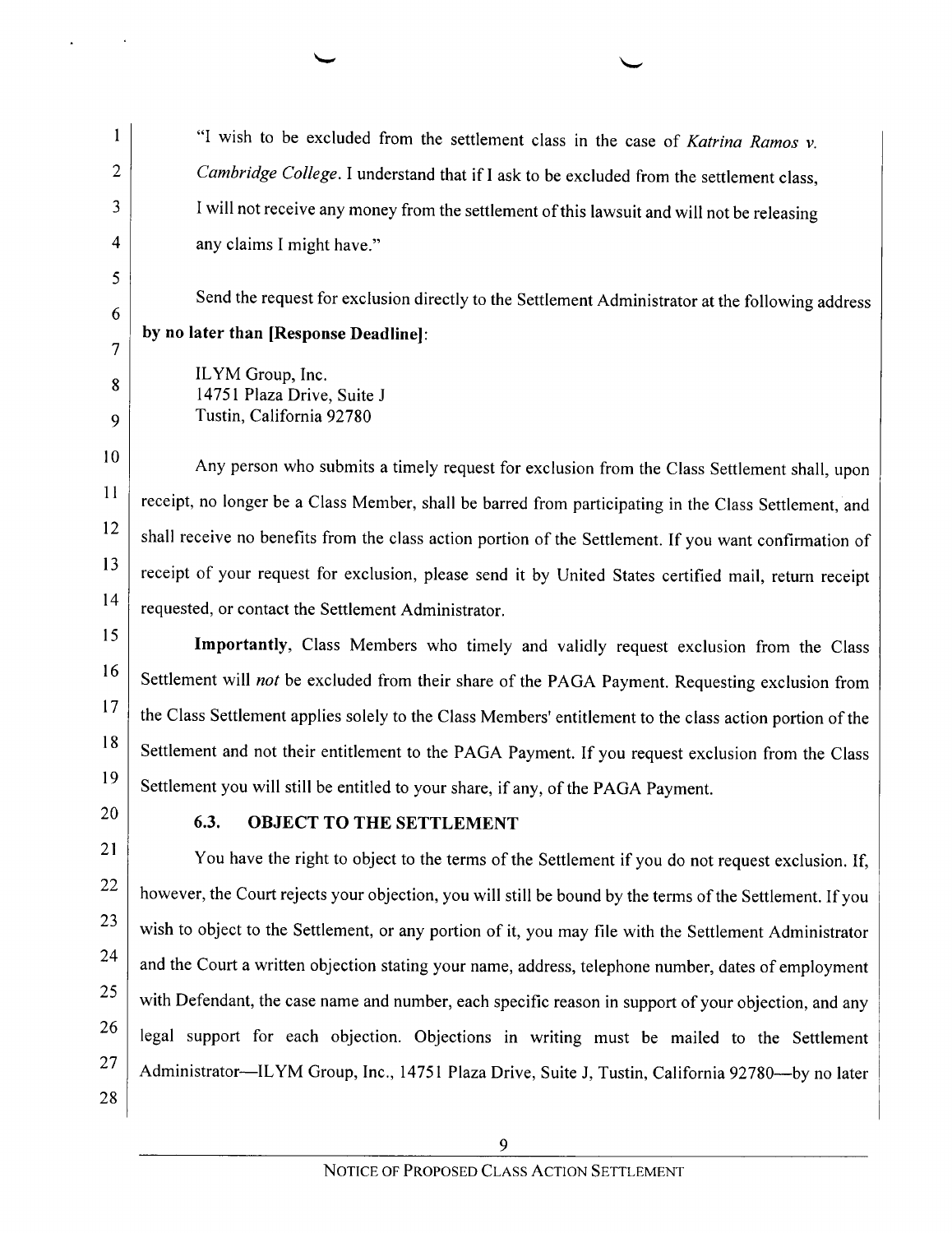"I wish to be excluded from the settlement class in the case of *Katrina Ramos v. Cambridge College*. I understand that if I ask to be excluded from the settlement class, I will not receive any money from the settlement of this lawsuit and will not be releasing any claims I might have."

Send the request for exclusion directly to the Settlement Administrator at the following address **by no later than [Response Deadline]**:

ILYM Group, Inc.
14751 Plaza Drive, Suite J
Tustin, California 92780

Any person who submits a timely request for exclusion from the Class Settlement shall, upon receipt, no longer be a Class Member, shall be barred from participating in the Class Settlement, and shall receive no benefits from the class action portion of the Settlement. If you want confirmation of receipt of your request for exclusion, please send it by United States certified mail, return receipt requested, or contact the Settlement Administrator.

**Importantly**, Class Members who timely and validly request exclusion from the Class Settlement will *not* be excluded from their share of the PAGA Payment. Requesting exclusion from the Class Settlement applies solely to the Class Members' entitlement to the class action portion of the Settlement and not their entitlement to the PAGA Payment. If you request exclusion from the Class Settlement you will still be entitled to your share, if any, of the PAGA Payment.

### 6.3. OBJECT TO THE SETTLEMENT

You have the right to object to the terms of the Settlement if you do not request exclusion. If, however, the Court rejects your objection, you will still be bound by the terms of the Settlement. If you wish to object to the Settlement, or any portion of it, you may file with the Settlement Administrator and the Court a written objection stating your name, address, telephone number, dates of employment with Defendant, the case name and number, each specific reason in support of your objection, and any legal support for each objection. Objections in writing must be mailed to the Settlement Administrator—ILYM Group, Inc., 14751 Plaza Drive, Suite J, Tustin, California 92780—by no later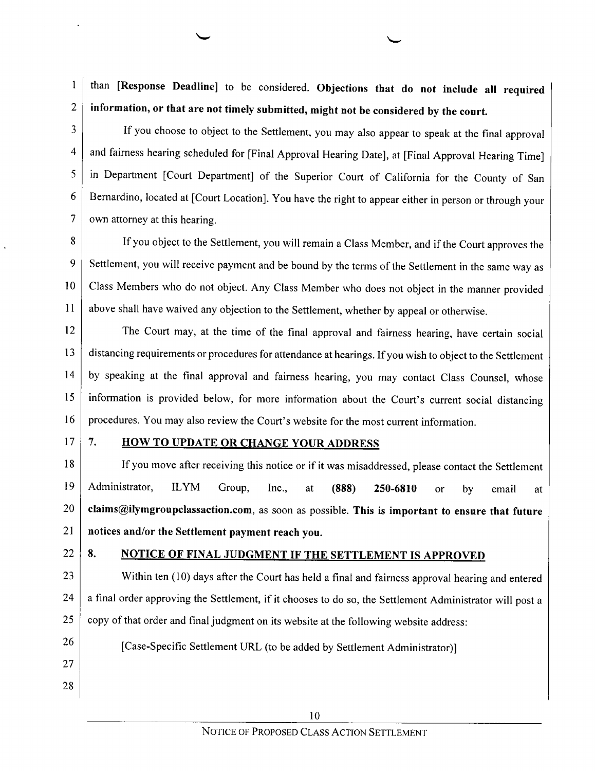than **[Response Deadline]** to be considered. **Objections that do not include all required information, or that are not timely submitted, might not be considered by the court.**

If you choose to object to the Settlement, you may also appear to speak at the final approval and fairness hearing scheduled for [Final Approval Hearing Date], at [Final Approval Hearing Time] in Department [Court Department] of the Superior Court of California for the County of San Bernardino, located at [Court Location]. You have the right to appear either in person or through your own attorney at this hearing.

If you object to the Settlement, you will remain a Class Member, and if the Court approves the Settlement, you will receive payment and be bound by the terms of the Settlement in the same way as Class Members who do not object. Any Class Member who does not object in the manner provided above shall have waived any objection to the Settlement, whether by appeal or otherwise.

The Court may, at the time of the final approval and fairness hearing, have certain social distancing requirements or procedures for attendance at hearings. If you wish to object to the Settlement by speaking at the final approval and fairness hearing, you may contact Class Counsel, whose information is provided below, for more information about the Court's current social distancing procedures. You may also review the Court's website for the most current information.

## 7. HOW TO UPDATE OR CHANGE YOUR ADDRESS

If you move after receiving this notice or if it was misaddressed, please contact the Settlement Administrator, ILYM Group, Inc., at **(888) 250-6810** or by email at **claims@ilymgroupclassaction.com**, as soon as possible. **This is important to ensure that future notices and/or the Settlement payment reach you.**

## 8. NOTICE OF FINAL JUDGMENT IF THE SETTLEMENT IS APPROVED

Within ten (10) days after the Court has held a final and fairness approval hearing and entered a final order approving the Settlement, if it chooses to do so, the Settlement Administrator will post a copy of that order and final judgment on its website at the following website address:

[Case-Specific Settlement URL (to be added by Settlement Administrator)]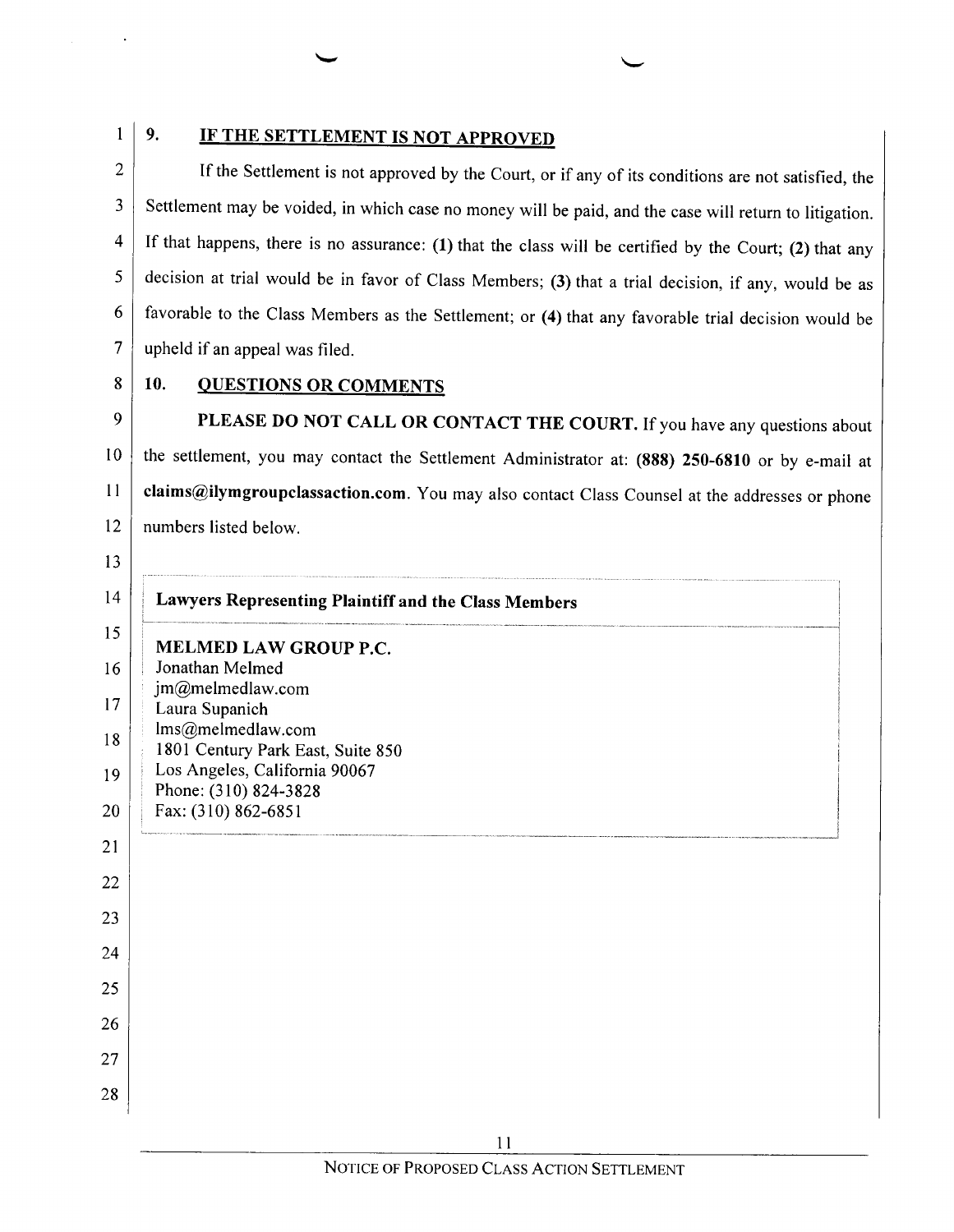## 9. IF THE SETTLEMENT IS NOT APPROVED

If the Settlement is not approved by the Court, or if any of its conditions are not satisfied, the Settlement may be voided, in which case no money will be paid, and the case will return to litigation. If that happens, there is no assurance: **(1)** that the class will be certified by the Court; **(2)** that any decision at trial would be in favor of Class Members; **(3)** that a trial decision, if any, would be as favorable to the Class Members as the Settlement; or **(4)** that any favorable trial decision would be upheld if an appeal was filed.

## 10. QUESTIONS OR COMMENTS

**PLEASE DO NOT CALL OR CONTACT THE COURT.** If you have any questions about the settlement, you may contact the Settlement Administrator at: **(888) 250-6810** or by e-mail at **claims@ilymgroupclassaction.com**. You may also contact Class Counsel at the addresses or phone numbers listed below.

| Lawyers Representing Plaintiff and the Class Members |
| --- |
| **MELMED LAW GROUP P.C.**<br>Jonathan Melmed<br>jm@melmedlaw.com<br>Laura Supanich<br>lms@melmedlaw.com<br>1801 Century Park East, Suite 850<br>Los Angeles, California 90067<br>Phone: (310) 824-3828<br>Fax: (310) 862-6851 |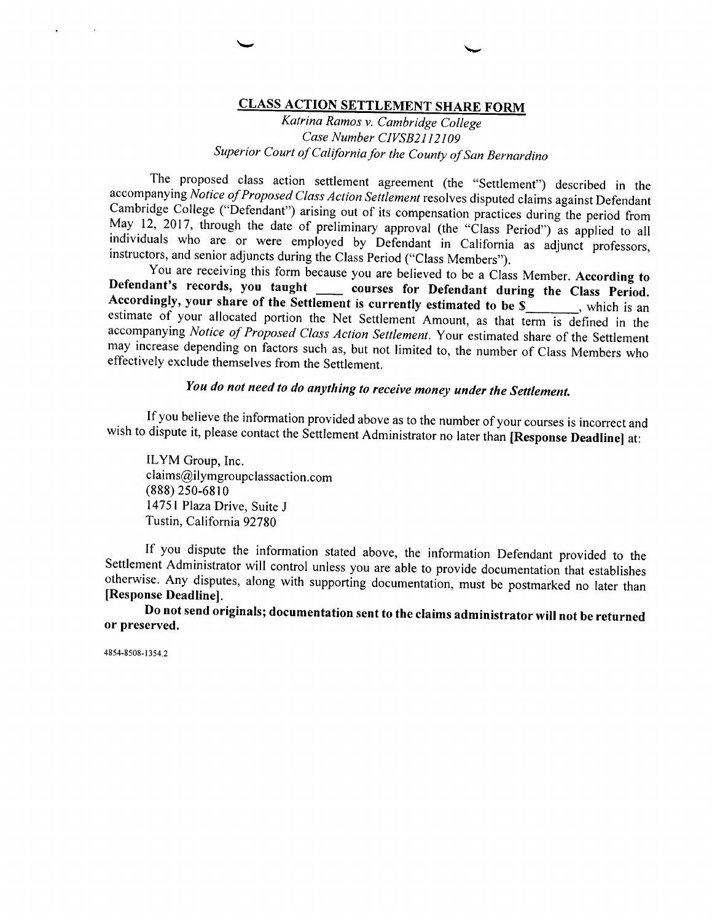# CLASS ACTION SETTLEMENT SHARE FORM

*Katrina Ramos v. Cambridge College*
*Case Number CIVSB2112109*
*Superior Court of California for the County of San Bernardino*

The proposed class action settlement agreement (the "Settlement") described in the accompanying *Notice of Proposed Class Action Settlement* resolves disputed claims against Defendant Cambridge College ("Defendant") arising out of its compensation practices during the period from May 12, 2017, through the date of preliminary approval (the "Class Period") as applied to all individuals who are or were employed by Defendant in California as adjunct professors, instructors, and senior adjuncts during the Class Period ("Class Members").

You are receiving this form because you are believed to be a Class Member. **According to Defendant's records, you taught \_\_\_\_ courses for Defendant during the Class Period. Accordingly, your share of the Settlement is currently estimated to be $\_\_\_\_\_\_\_\_**, which is an estimate of your allocated portion the Net Settlement Amount, as that term is defined in the accompanying *Notice of Proposed Class Action Settlement.* Your estimated share of the Settlement may increase depending on factors such as, but not limited to, the number of Class Members who effectively exclude themselves from the Settlement.

***You do not need to do anything to receive money under the Settlement.***

If you believe the information provided above as to the number of your courses is incorrect and wish to dispute it, please contact the Settlement Administrator no later than **[Response Deadline]** at:

ILYM Group, Inc.
claims@ilymgroupclassaction.com
(888) 250-6810
14751 Plaza Drive, Suite J
Tustin, California 92780

If you dispute the information stated above, the information Defendant provided to the Settlement Administrator will control unless you are able to provide documentation that establishes otherwise. Any disputes, along with supporting documentation, must be postmarked no later than **[Response Deadline]**.

**Do not send originals; documentation sent to the claims administrator will not be returned or preserved.**

4854-8508-1354.2